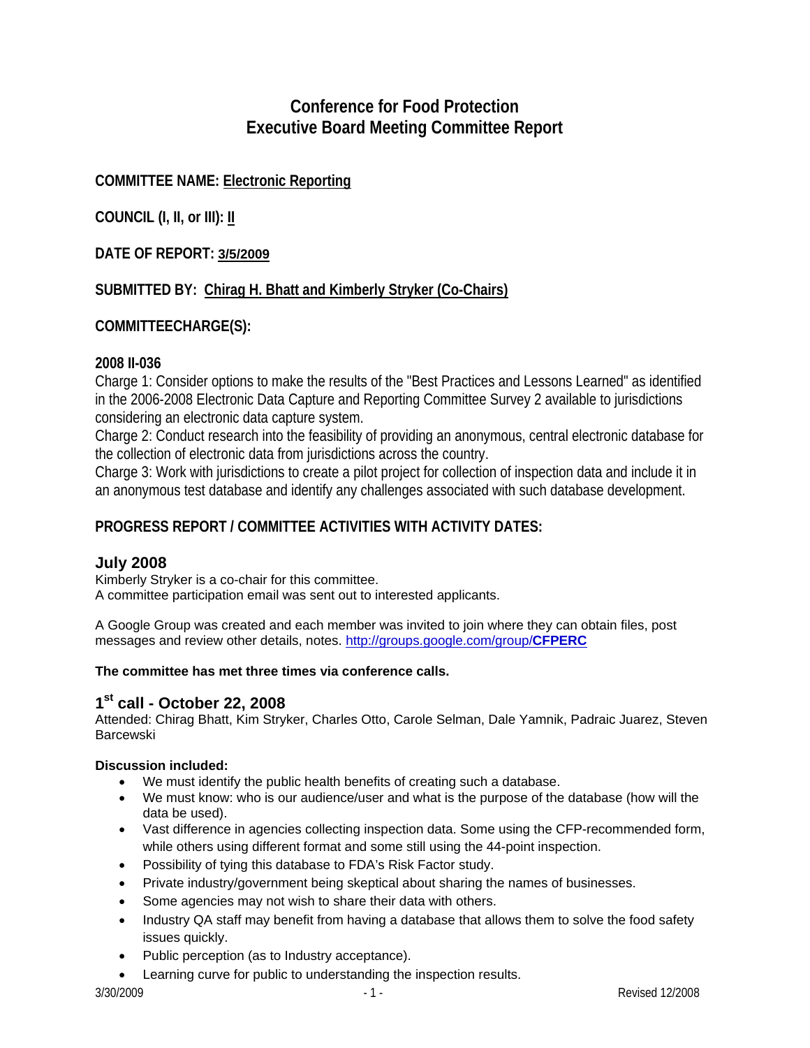# Conference for Food Protection
# Executive Board Meeting Committee Report

**COMMITTEE NAME: Electronic Reporting**

**COUNCIL (I, II, or III): II**

**DATE OF REPORT: 3/5/2009**

**SUBMITTED BY: Chirag H. Bhatt and Kimberly Stryker (Co-Chairs)**

**COMMITTEECHARGE(S):**

**2008 II-036**

Charge 1: Consider options to make the results of the "Best Practices and Lessons Learned" as identified in the 2006-2008 Electronic Data Capture and Reporting Committee Survey 2 available to jurisdictions considering an electronic data capture system.

Charge 2: Conduct research into the feasibility of providing an anonymous, central electronic database for the collection of electronic data from jurisdictions across the country.

Charge 3: Work with jurisdictions to create a pilot project for collection of inspection data and include it in an anonymous test database and identify any challenges associated with such database development.

**PROGRESS REPORT / COMMITTEE ACTIVITIES WITH ACTIVITY DATES:**

## July 2008

Kimberly Stryker is a co-chair for this committee.
A committee participation email was sent out to interested applicants.

A Google Group was created and each member was invited to join where they can obtain files, post messages and review other details, notes. http://groups.google.com/group/**CFPERC**

**The committee has met three times via conference calls.**

## 1st call - October 22, 2008

Attended: Chirag Bhatt, Kim Stryker, Charles Otto, Carole Selman, Dale Yamnik, Padraic Juarez, Steven Barcewski

**Discussion included:**

- We must identify the public health benefits of creating such a database.
- We must know: who is our audience/user and what is the purpose of the database (how will the data be used).
- Vast difference in agencies collecting inspection data. Some using the CFP-recommended form, while others using different format and some still using the 44-point inspection.
- Possibility of tying this database to FDA's Risk Factor study.
- Private industry/government being skeptical about sharing the names of businesses.
- Some agencies may not wish to share their data with others.
- Industry QA staff may benefit from having a database that allows them to solve the food safety issues quickly.
- Public perception (as to Industry acceptance).
- Learning curve for public to understanding the inspection results.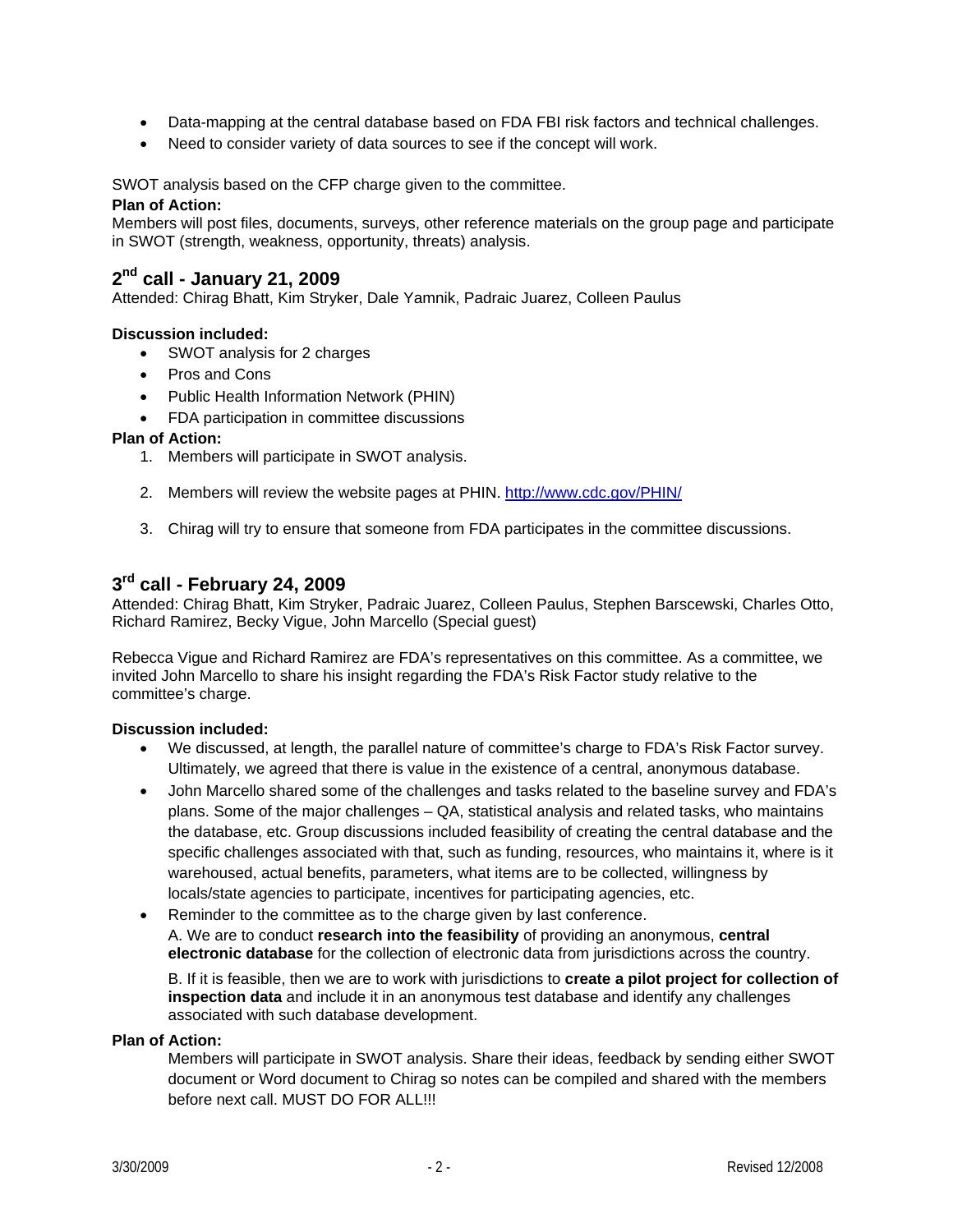- Data-mapping at the central database based on FDA FBI risk factors and technical challenges.
- Need to consider variety of data sources to see if the concept will work.

SWOT analysis based on the CFP charge given to the committee.

**Plan of Action:**

Members will post files, documents, surveys, other reference materials on the group page and participate in SWOT (strength, weakness, opportunity, threats) analysis.

## 2nd call - January 21, 2009

Attended: Chirag Bhatt, Kim Stryker, Dale Yamnik, Padraic Juarez, Colleen Paulus

**Discussion included:**

- SWOT analysis for 2 charges
- Pros and Cons
- Public Health Information Network (PHIN)
- FDA participation in committee discussions

**Plan of Action:**

1. Members will participate in SWOT analysis.
2. Members will review the website pages at PHIN. http://www.cdc.gov/PHIN/
3. Chirag will try to ensure that someone from FDA participates in the committee discussions.

## 3rd call - February 24, 2009

Attended: Chirag Bhatt, Kim Stryker, Padraic Juarez, Colleen Paulus, Stephen Barscewski, Charles Otto, Richard Ramirez, Becky Vigue, John Marcello (Special guest)

Rebecca Vigue and Richard Ramirez are FDA's representatives on this committee. As a committee, we invited John Marcello to share his insight regarding the FDA's Risk Factor study relative to the committee's charge.

**Discussion included:**

- We discussed, at length, the parallel nature of committee's charge to FDA's Risk Factor survey. Ultimately, we agreed that there is value in the existence of a central, anonymous database.
- John Marcello shared some of the challenges and tasks related to the baseline survey and FDA's plans. Some of the major challenges – QA, statistical analysis and related tasks, who maintains the database, etc. Group discussions included feasibility of creating the central database and the specific challenges associated with that, such as funding, resources, who maintains it, where is it warehoused, actual benefits, parameters, what items are to be collected, willingness by locals/state agencies to participate, incentives for participating agencies, etc.
- Reminder to the committee as to the charge given by last conference.
  A. We are to conduct **research into the feasibility** of providing an anonymous, **central electronic database** for the collection of electronic data from jurisdictions across the country.

  B. If it is feasible, then we are to work with jurisdictions to **create a pilot project for collection of inspection data** and include it in an anonymous test database and identify any challenges associated with such database development.

**Plan of Action:**

Members will participate in SWOT analysis. Share their ideas, feedback by sending either SWOT document or Word document to Chirag so notes can be compiled and shared with the members before next call. MUST DO FOR ALL!!!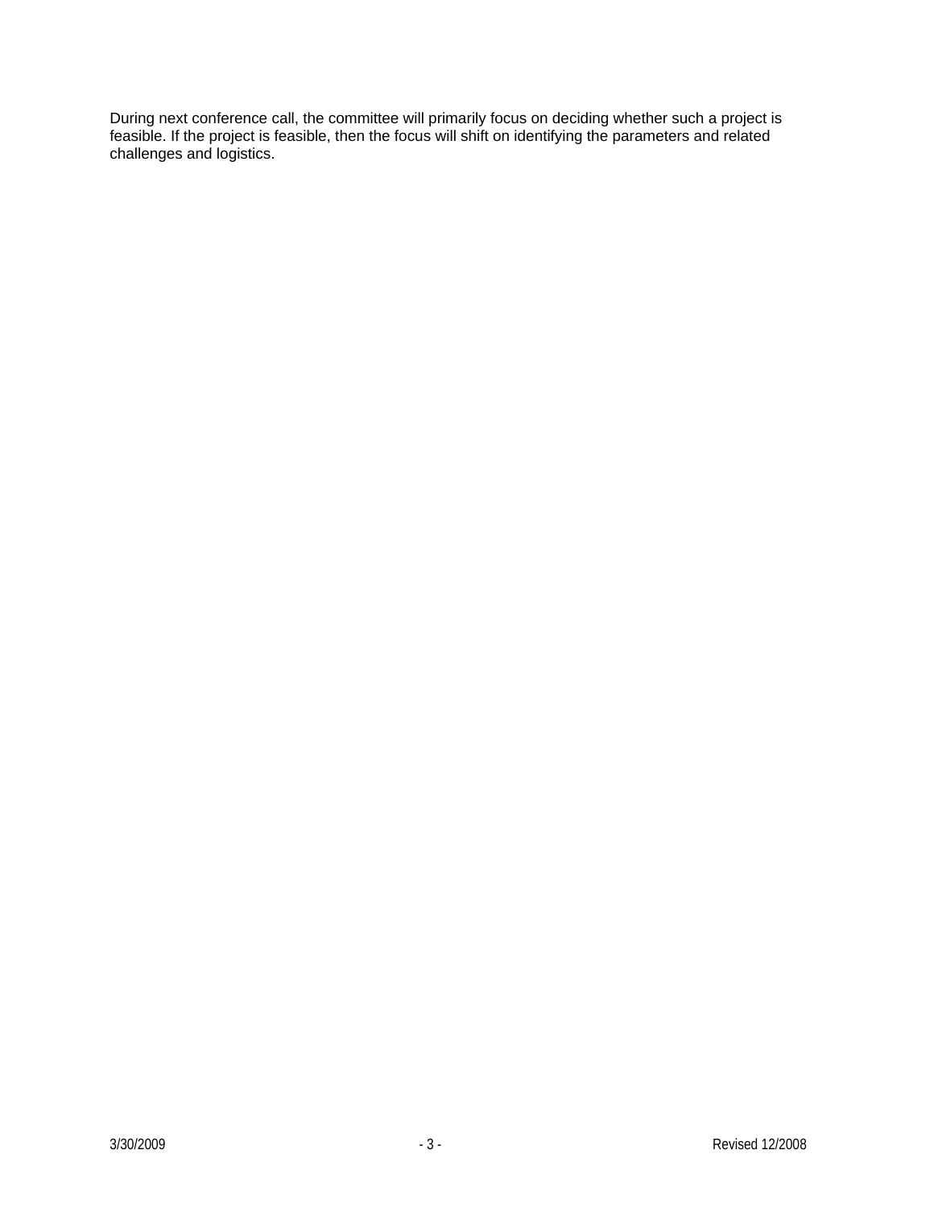During next conference call, the committee will primarily focus on deciding whether such a project is feasible. If the project is feasible, then the focus will shift on identifying the parameters and related challenges and logistics.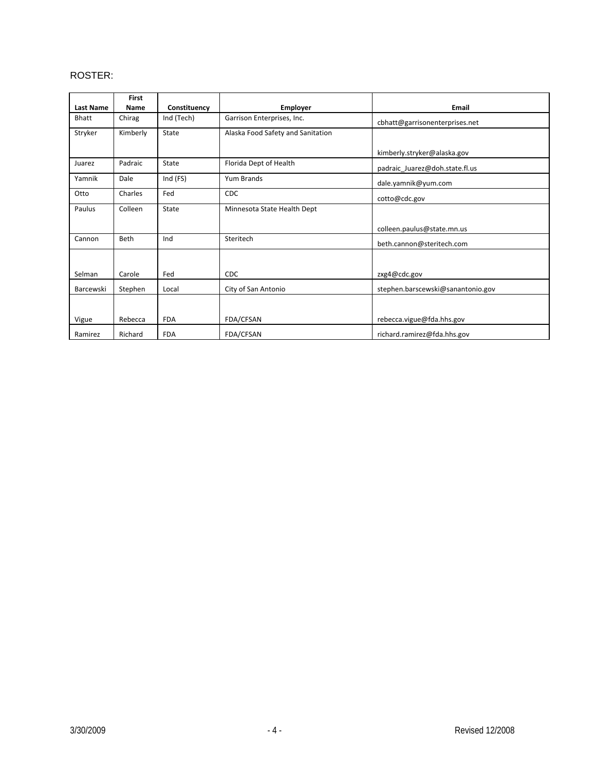ROSTER:

| Last Name | First Name | Constituency | Employer | Email |
|---|---|---|---|---|
| Bhatt | Chirag | Ind (Tech) | Garrison Enterprises, Inc. | cbhatt@garrisonenterprises.net |
| Stryker | Kimberly | State | Alaska Food Safety and Sanitation | kimberly.stryker@alaska.gov |
| Juarez | Padraic | State | Florida Dept of Health | padraic_Juarez@doh.state.fl.us |
| Yamnik | Dale | Ind (FS) | Yum Brands | dale.yamnik@yum.com |
| Otto | Charles | Fed | CDC | cotto@cdc.gov |
| Paulus | Colleen | State | Minnesota State Health Dept | colleen.paulus@state.mn.us |
| Cannon | Beth | Ind | Steritech | beth.cannon@steritech.com |
| Selman | Carole | Fed | CDC | zxg4@cdc.gov |
| Barcewski | Stephen | Local | City of San Antonio | stephen.barscewski@sanantonio.gov |
| Vigue | Rebecca | FDA | FDA/CFSAN | rebecca.vigue@fda.hhs.gov |
| Ramirez | Richard | FDA | FDA/CFSAN | richard.ramirez@fda.hhs.gov |